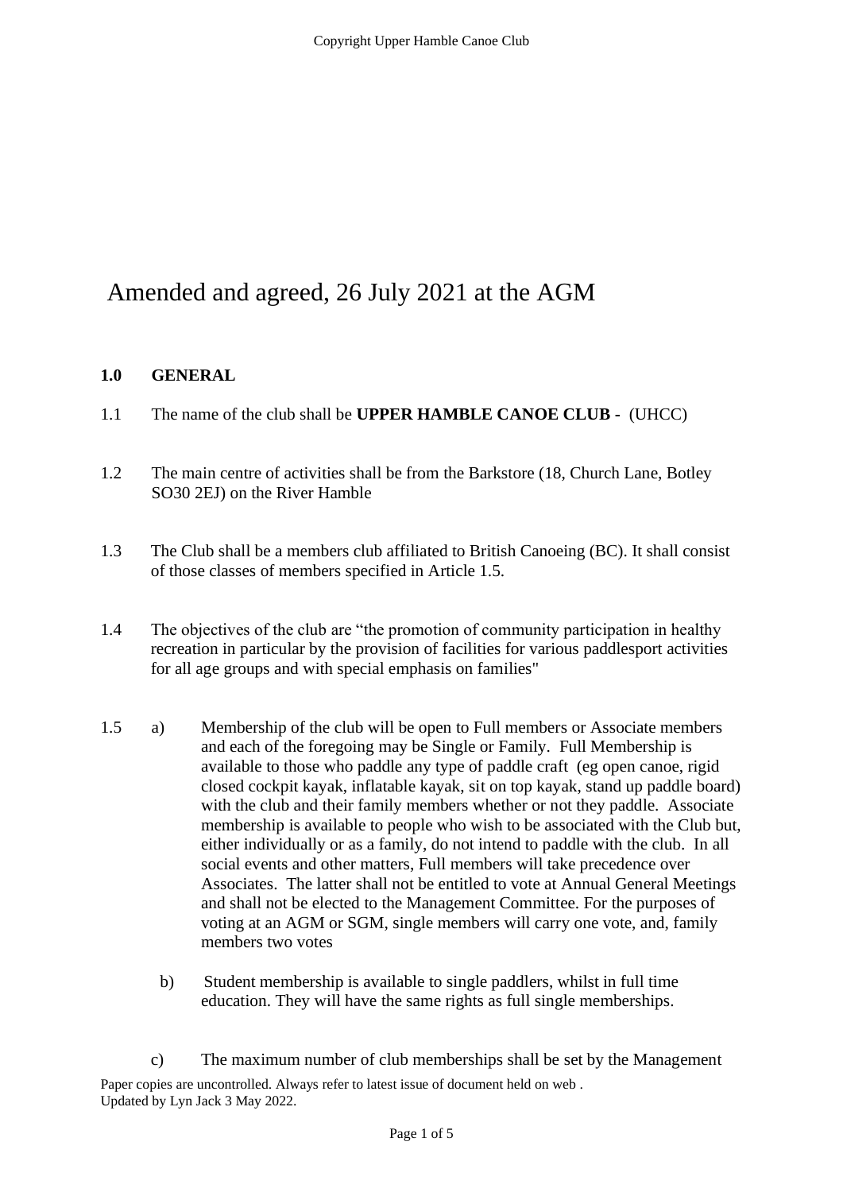Amended and agreed, 26 July 2021 at the AGM

## 1.0 GENERAL

1.1 The name of the club shall be **UPPER HAMBLE CANOE CLUB -** (UHCC)

1.2 The main centre of activities shall be from the Barkstore (18, Church Lane, Botley SO30 2EJ) on the River Hamble

1.3 The Club shall be a members club affiliated to British Canoeing (BC). It shall consist of those classes of members specified in Article 1.5.

1.4 The objectives of the club are "the promotion of community participation in healthy recreation in particular by the provision of facilities for various paddlesport activities for all age groups and with special emphasis on families"

1.5 a) Membership of the club will be open to Full members or Associate members and each of the foregoing may be Single or Family. Full Membership is available to those who paddle any type of paddle craft (eg open canoe, rigid closed cockpit kayak, inflatable kayak, sit on top kayak, stand up paddle board) with the club and their family members whether or not they paddle. Associate membership is available to people who wish to be associated with the Club but, either individually or as a family, do not intend to paddle with the club. In all social events and other matters, Full members will take precedence over Associates. The latter shall not be entitled to vote at Annual General Meetings and shall not be elected to the Management Committee. For the purposes of voting at an AGM or SGM, single members will carry one vote, and, family members two votes

b) Student membership is available to single paddlers, whilst in full time education. They will have the same rights as full single memberships.

c) The maximum number of club memberships shall be set by the Management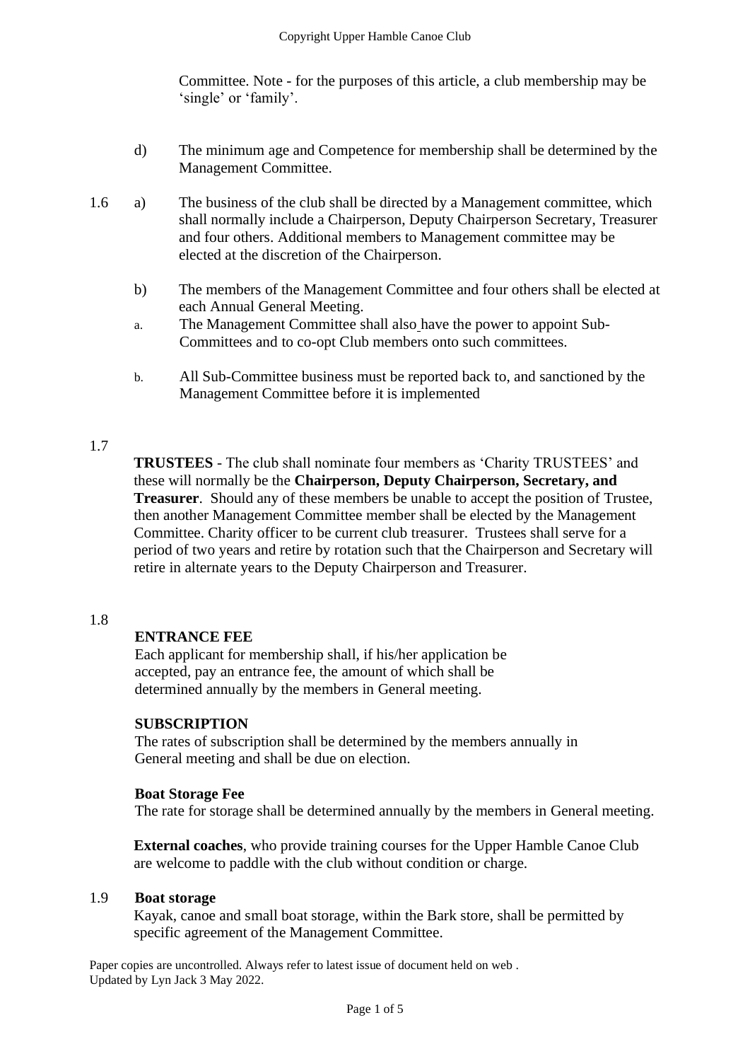Committee. Note - for the purposes of this article, a club membership may be 'single' or 'family'.

d) The minimum age and Competence for membership shall be determined by the Management Committee.

1.6 a) The business of the club shall be directed by a Management committee, which shall normally include a Chairperson, Deputy Chairperson Secretary, Treasurer and four others. Additional members to Management committee may be elected at the discretion of the Chairperson.

b) The members of the Management Committee and four others shall be elected at each Annual General Meeting.

a. The Management Committee shall also have the power to appoint Sub-Committees and to co-opt Club members onto such committees.

b. All Sub-Committee business must be reported back to, and sanctioned by the Management Committee before it is implemented

1.7

**TRUSTEES** - The club shall nominate four members as 'Charity TRUSTEES' and these will normally be the **Chairperson, Deputy Chairperson, Secretary, and Treasurer**. Should any of these members be unable to accept the position of Trustee, then another Management Committee member shall be elected by the Management Committee. Charity officer to be current club treasurer. Trustees shall serve for a period of two years and retire by rotation such that the Chairperson and Secretary will retire in alternate years to the Deputy Chairperson and Treasurer.

1.8

**ENTRANCE FEE**

Each applicant for membership shall, if his/her application be accepted, pay an entrance fee, the amount of which shall be determined annually by the members in General meeting.

**SUBSCRIPTION**

The rates of subscription shall be determined by the members annually in General meeting and shall be due on election.

**Boat Storage Fee**

The rate for storage shall be determined annually by the members in General meeting.

**External coaches**, who provide training courses for the Upper Hamble Canoe Club are welcome to paddle with the club without condition or charge.

1.9 **Boat storage**

Kayak, canoe and small boat storage, within the Bark store, shall be permitted by specific agreement of the Management Committee.

Paper copies are uncontrolled. Always refer to latest issue of document held on web .
Updated by Lyn Jack 3 May 2022.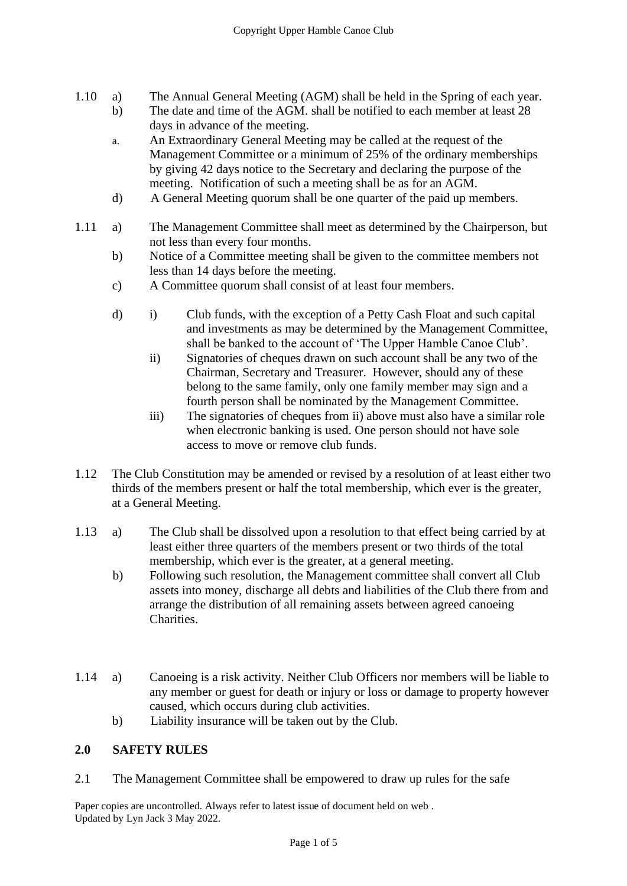1.10 a) The Annual General Meeting (AGM) shall be held in the Spring of each year.

b) The date and time of the AGM. shall be notified to each member at least 28 days in advance of the meeting.

a. An Extraordinary General Meeting may be called at the request of the Management Committee or a minimum of 25% of the ordinary memberships by giving 42 days notice to the Secretary and declaring the purpose of the meeting. Notification of such a meeting shall be as for an AGM.

d) A General Meeting quorum shall be one quarter of the paid up members.

1.11 a) The Management Committee shall meet as determined by the Chairperson, but not less than every four months.

b) Notice of a Committee meeting shall be given to the committee members not less than 14 days before the meeting.

c) A Committee quorum shall consist of at least four members.

d) i) Club funds, with the exception of a Petty Cash Float and such capital and investments as may be determined by the Management Committee, shall be banked to the account of 'The Upper Hamble Canoe Club'.

ii) Signatories of cheques drawn on such account shall be any two of the Chairman, Secretary and Treasurer. However, should any of these belong to the same family, only one family member may sign and a fourth person shall be nominated by the Management Committee.

iii) The signatories of cheques from ii) above must also have a similar role when electronic banking is used. One person should not have sole access to move or remove club funds.

1.12 The Club Constitution may be amended or revised by a resolution of at least either two thirds of the members present or half the total membership, which ever is the greater, at a General Meeting.

1.13 a) The Club shall be dissolved upon a resolution to that effect being carried by at least either three quarters of the members present or two thirds of the total membership, which ever is the greater, at a general meeting.

b) Following such resolution, the Management committee shall convert all Club assets into money, discharge all debts and liabilities of the Club there from and arrange the distribution of all remaining assets between agreed canoeing Charities.

1.14 a) Canoeing is a risk activity. Neither Club Officers nor members will be liable to any member or guest for death or injury or loss or damage to property however caused, which occurs during club activities.

b) Liability insurance will be taken out by the Club.

## 2.0 SAFETY RULES

2.1 The Management Committee shall be empowered to draw up rules for the safe

Paper copies are uncontrolled. Always refer to latest issue of document held on web .
Updated by Lyn Jack 3 May 2022.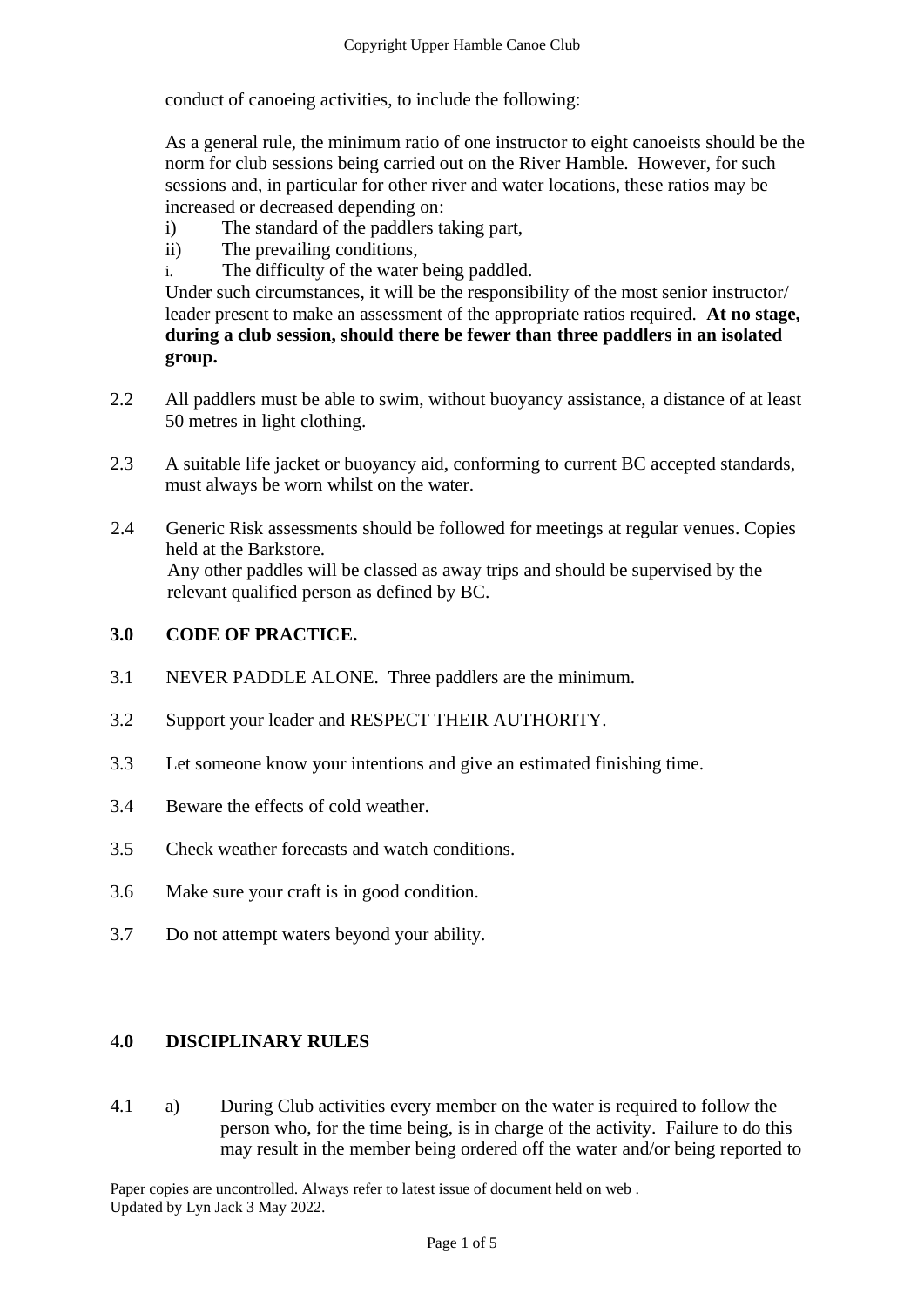conduct of canoeing activities, to include the following:

As a general rule, the minimum ratio of one instructor to eight canoeists should be the norm for club sessions being carried out on the River Hamble. However, for such sessions and, in particular for other river and water locations, these ratios may be increased or decreased depending on:

i) The standard of the paddlers taking part,
ii) The prevailing conditions,
i. The difficulty of the water being paddled.

Under such circumstances, it will be the responsibility of the most senior instructor/ leader present to make an assessment of the appropriate ratios required. **At no stage, during a club session, should there be fewer than three paddlers in an isolated group.**

2.2 All paddlers must be able to swim, without buoyancy assistance, a distance of at least 50 metres in light clothing.

2.3 A suitable life jacket or buoyancy aid, conforming to current BC accepted standards, must always be worn whilst on the water.

2.4 Generic Risk assessments should be followed for meetings at regular venues. Copies held at the Barkstore.
Any other paddles will be classed as away trips and should be supervised by the relevant qualified person as defined by BC.

## 3.0 CODE OF PRACTICE.

3.1 NEVER PADDLE ALONE. Three paddlers are the minimum.

3.2 Support your leader and RESPECT THEIR AUTHORITY.

3.3 Let someone know your intentions and give an estimated finishing time.

3.4 Beware the effects of cold weather.

3.5 Check weather forecasts and watch conditions.

3.6 Make sure your craft is in good condition.

3.7 Do not attempt waters beyond your ability.

## 4.0 DISCIPLINARY RULES

4.1 a) During Club activities every member on the water is required to follow the person who, for the time being, is in charge of the activity. Failure to do this may result in the member being ordered off the water and/or being reported to

Paper copies are uncontrolled. Always refer to latest issue of document held on web .
Updated by Lyn Jack 3 May 2022.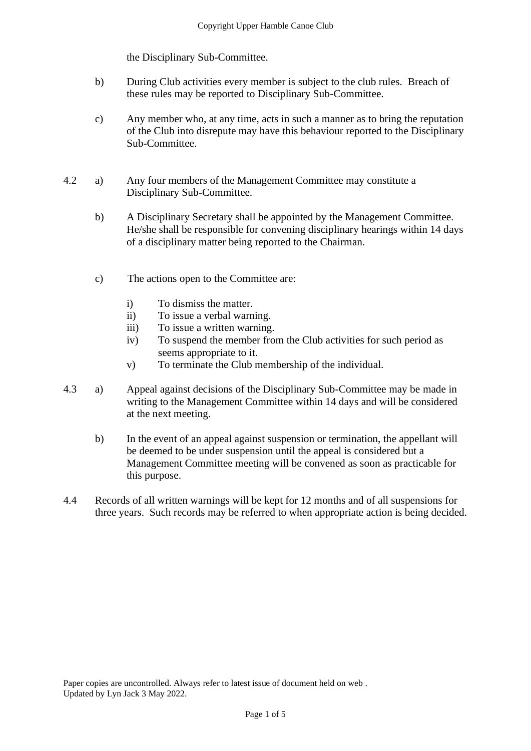the Disciplinary Sub-Committee.

b) During Club activities every member is subject to the club rules. Breach of these rules may be reported to Disciplinary Sub-Committee.

c) Any member who, at any time, acts in such a manner as to bring the reputation of the Club into disrepute may have this behaviour reported to the Disciplinary Sub-Committee.

4.2 a) Any four members of the Management Committee may constitute a Disciplinary Sub-Committee.

b) A Disciplinary Secretary shall be appointed by the Management Committee. He/she shall be responsible for convening disciplinary hearings within 14 days of a disciplinary matter being reported to the Chairman.

c) The actions open to the Committee are:

   i) To dismiss the matter.
   ii) To issue a verbal warning.
   iii) To issue a written warning.
   iv) To suspend the member from the Club activities for such period as seems appropriate to it.
   v) To terminate the Club membership of the individual.

4.3 a) Appeal against decisions of the Disciplinary Sub-Committee may be made in writing to the Management Committee within 14 days and will be considered at the next meeting.

b) In the event of an appeal against suspension or termination, the appellant will be deemed to be under suspension until the appeal is considered but a Management Committee meeting will be convened as soon as practicable for this purpose.

4.4 Records of all written warnings will be kept for 12 months and of all suspensions for three years. Such records may be referred to when appropriate action is being decided.